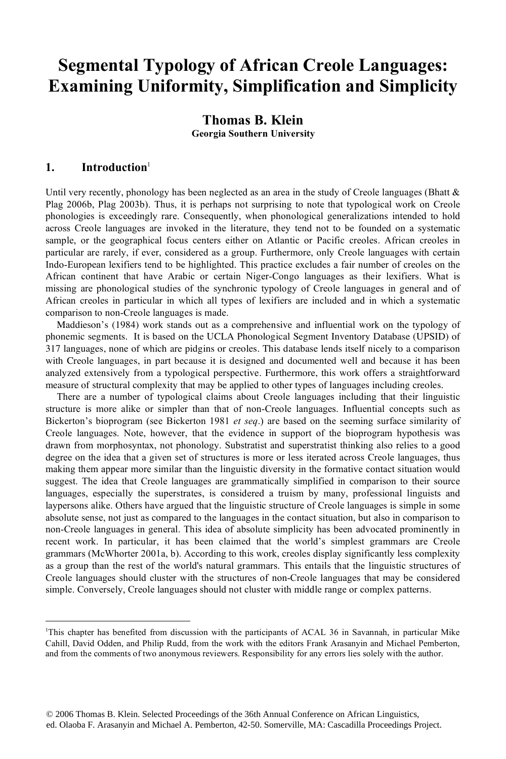# Segmental Typology of African Creole Languages: Examining Uniformity, Simplification and Simplicity

**Thomas B. Klein**
**Georgia Southern University**

## 1. Introduction[1]

Until very recently, phonology has been neglected as an area in the study of Creole languages (Bhatt & Plag 2006b, Plag 2003b). Thus, it is perhaps not surprising to note that typological work on Creole phonologies is exceedingly rare. Consequently, when phonological generalizations intended to hold across Creole languages are invoked in the literature, they tend not to be founded on a systematic sample, or the geographical focus centers either on Atlantic or Pacific creoles. African creoles in particular are rarely, if ever, considered as a group. Furthermore, only Creole languages with certain Indo-European lexifiers tend to be highlighted. This practice excludes a fair number of creoles on the African continent that have Arabic or certain Niger-Congo languages as their lexifiers. What is missing are phonological studies of the synchronic typology of Creole languages in general and of African creoles in particular in which all types of lexifiers are included and in which a systematic comparison to non-Creole languages is made.

Maddieson's (1984) work stands out as a comprehensive and influential work on the typology of phonemic segments. It is based on the UCLA Phonological Segment Inventory Database (UPSID) of 317 languages, none of which are pidgins or creoles. This database lends itself nicely to a comparison with Creole languages, in part because it is designed and documented well and because it has been analyzed extensively from a typological perspective. Furthermore, this work offers a straightforward measure of structural complexity that may be applied to other types of languages including creoles.

There are a number of typological claims about Creole languages including that their linguistic structure is more alike or simpler than that of non-Creole languages. Influential concepts such as Bickerton's bioprogram (see Bickerton 1981 *et seq*.) are based on the seeming surface similarity of Creole languages. Note, however, that the evidence in support of the bioprogram hypothesis was drawn from morphosyntax, not phonology. Substratist and superstratist thinking also relies to a good degree on the idea that a given set of structures is more or less iterated across Creole languages, thus making them appear more similar than the linguistic diversity in the formative contact situation would suggest. The idea that Creole languages are grammatically simplified in comparison to their source languages, especially the superstrates, is considered a truism by many, professional linguists and laypersons alike. Others have argued that the linguistic structure of Creole languages is simple in some absolute sense, not just as compared to the languages in the contact situation, but also in comparison to non-Creole languages in general. This idea of absolute simplicity has been advocated prominently in recent work. In particular, it has been claimed that the world's simplest grammars are Creole grammars (McWhorter 2001a, b). According to this work, creoles display significantly less complexity as a group than the rest of the world's natural grammars. This entails that the linguistic structures of Creole languages should cluster with the structures of non-Creole languages that may be considered simple. Conversely, Creole languages should not cluster with middle range or complex patterns.

---

[1] This chapter has benefited from discussion with the participants of ACAL 36 in Savannah, in particular Mike Cahill, David Odden, and Philip Rudd, from the work with the editors Frank Arasanyin and Michael Pemberton, and from the comments of two anonymous reviewers. Responsibility for any errors lies solely with the author.

© 2006 Thomas B. Klein. Selected Proceedings of the 36th Annual Conference on African Linguistics, ed. Olaoba F. Arasanyin and Michael A. Pemberton, 42-50. Somerville, MA: Cascadilla Proceedings Project.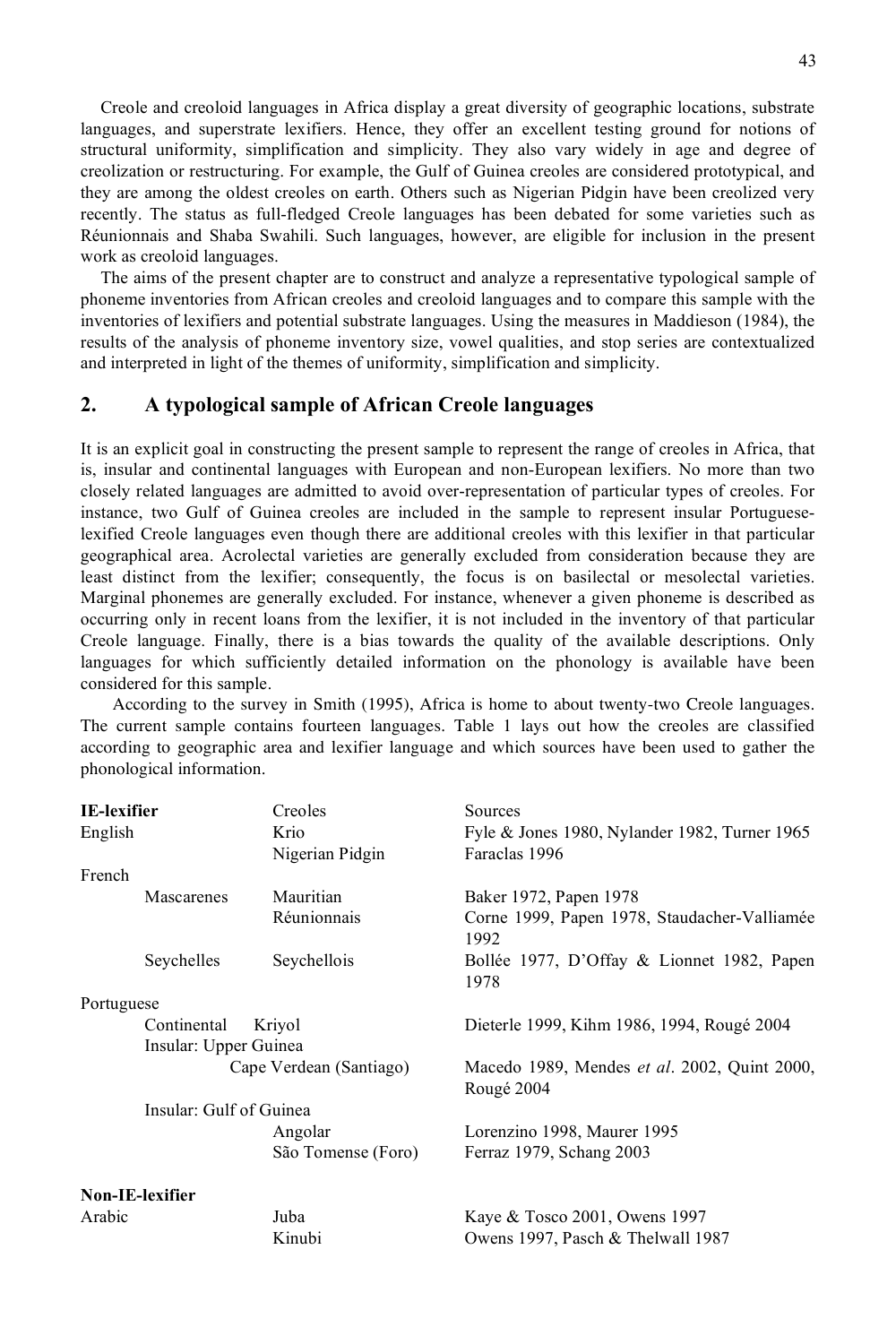Creole and creoloid languages in Africa display a great diversity of geographic locations, substrate languages, and superstrate lexifiers. Hence, they offer an excellent testing ground for notions of structural uniformity, simplification and simplicity. They also vary widely in age and degree of creolization or restructuring. For example, the Gulf of Guinea creoles are considered prototypical, and they are among the oldest creoles on earth. Others such as Nigerian Pidgin have been creolized very recently. The status as full-fledged Creole languages has been debated for some varieties such as Réunionnais and Shaba Swahili. Such languages, however, are eligible for inclusion in the present work as creoloid languages.

The aims of the present chapter are to construct and analyze a representative typological sample of phoneme inventories from African creoles and creoloid languages and to compare this sample with the inventories of lexifiers and potential substrate languages. Using the measures in Maddieson (1984), the results of the analysis of phoneme inventory size, vowel qualities, and stop series are contextualized and interpreted in light of the themes of uniformity, simplification and simplicity.

## 2. A typological sample of African Creole languages

It is an explicit goal in constructing the present sample to represent the range of creoles in Africa, that is, insular and continental languages with European and non-European lexifiers. No more than two closely related languages are admitted to avoid over-representation of particular types of creoles. For instance, two Gulf of Guinea creoles are included in the sample to represent insular Portuguese-lexified Creole languages even though there are additional creoles with this lexifier in that particular geographical area. Acrolectal varieties are generally excluded from consideration because they are least distinct from the lexifier; consequently, the focus is on basilectal or mesolectal varieties. Marginal phonemes are generally excluded. For instance, whenever a given phoneme is described as occurring only in recent loans from the lexifier, it is not included in the inventory of that particular Creole language. Finally, there is a bias towards the quality of the available descriptions. Only languages for which sufficiently detailed information on the phonology is available have been considered for this sample.

According to the survey in Smith (1995), Africa is home to about twenty-two Creole languages. The current sample contains fourteen languages. Table 1 lays out how the creoles are classified according to geographic area and lexifier language and which sources have been used to gather the phonological information.

| **IE-lexifier** | | Creoles | Sources |
|---|---|---|---|
| English | | Krio | Fyle & Jones 1980, Nylander 1982, Turner 1965 |
| | | Nigerian Pidgin | Faraclas 1996 |
| French | | | |
| | Mascarenes | Mauritian | Baker 1972, Papen 1978 |
| | | Réunionnais | Corne 1999, Papen 1978, Staudacher-Valliamée 1992 |
| | Seychelles | Seychellois | Bollée 1977, D'Offay & Lionnet 1982, Papen 1978 |
| Portuguese | | | |
| | Continental | Kriyol | Dieterle 1999, Kihm 1986, 1994, Rougé 2004 |
| | Insular: Upper Guinea | | |
| | | Cape Verdean (Santiago) | Macedo 1989, Mendes *et al*. 2002, Quint 2000, Rougé 2004 |
| | Insular: Gulf of Guinea | | |
| | | Angolar | Lorenzino 1998, Maurer 1995 |
| | | São Tomense (Foro) | Ferraz 1979, Schang 2003 |
| **Non-IE-lexifier** | | | |
| Arabic | | Juba | Kaye & Tosco 2001, Owens 1997 |
| | | Kinubi | Owens 1997, Pasch & Thelwall 1987 |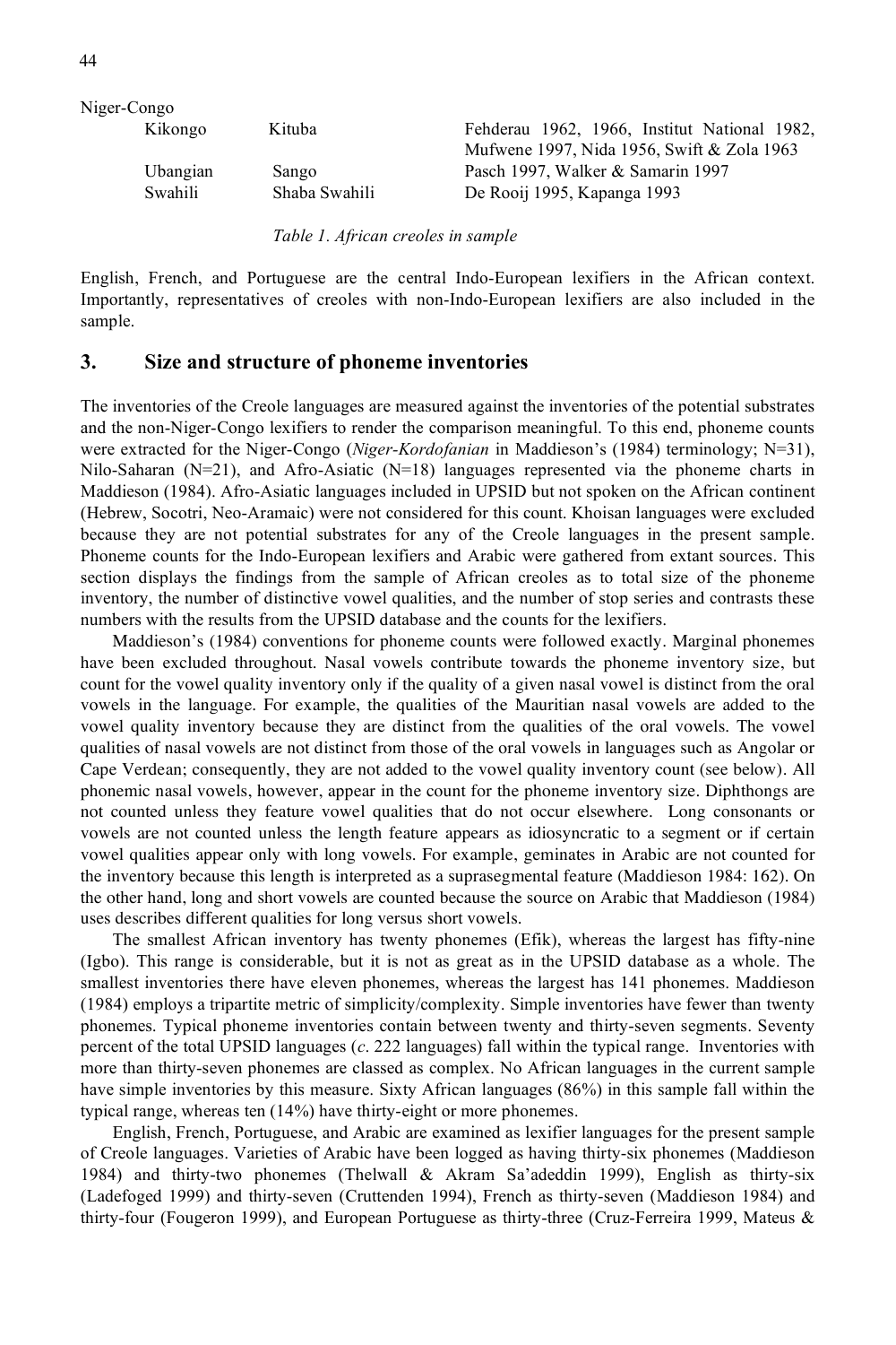| Niger-Congo | | |
|---|---|---|
| Kikongo | Kituba | Fehderau 1962, 1966, Institut National 1982, Mufwene 1997, Nida 1956, Swift & Zola 1963 |
| Ubangian | Sango | Pasch 1997, Walker & Samarin 1997 |
| Swahili | Shaba Swahili | De Rooij 1995, Kapanga 1993 |

*Table 1. African creoles in sample*

English, French, and Portuguese are the central Indo-European lexifiers in the African context. Importantly, representatives of creoles with non-Indo-European lexifiers are also included in the sample.

## 3. Size and structure of phoneme inventories

The inventories of the Creole languages are measured against the inventories of the potential substrates and the non-Niger-Congo lexifiers to render the comparison meaningful. To this end, phoneme counts were extracted for the Niger-Congo (*Niger-Kordofanian* in Maddieson's (1984) terminology; N=31), Nilo-Saharan (N=21), and Afro-Asiatic (N=18) languages represented via the phoneme charts in Maddieson (1984). Afro-Asiatic languages included in UPSID but not spoken on the African continent (Hebrew, Socotri, Neo-Aramaic) were not considered for this count. Khoisan languages were excluded because they are not potential substrates for any of the Creole languages in the present sample. Phoneme counts for the Indo-European lexifiers and Arabic were gathered from extant sources. This section displays the findings from the sample of African creoles as to total size of the phoneme inventory, the number of distinctive vowel qualities, and the number of stop series and contrasts these numbers with the results from the UPSID database and the counts for the lexifiers.

Maddieson's (1984) conventions for phoneme counts were followed exactly. Marginal phonemes have been excluded throughout. Nasal vowels contribute towards the phoneme inventory size, but count for the vowel quality inventory only if the quality of a given nasal vowel is distinct from the oral vowels in the language. For example, the qualities of the Mauritian nasal vowels are added to the vowel quality inventory because they are distinct from the qualities of the oral vowels. The vowel qualities of nasal vowels are not distinct from those of the oral vowels in languages such as Angolar or Cape Verdean; consequently, they are not added to the vowel quality inventory count (see below). All phonemic nasal vowels, however, appear in the count for the phoneme inventory size. Diphthongs are not counted unless they feature vowel qualities that do not occur elsewhere. Long consonants or vowels are not counted unless the length feature appears as idiosyncratic to a segment or if certain vowel qualities appear only with long vowels. For example, geminates in Arabic are not counted for the inventory because this length is interpreted as a suprasegmental feature (Maddieson 1984: 162). On the other hand, long and short vowels are counted because the source on Arabic that Maddieson (1984) uses describes different qualities for long versus short vowels.

The smallest African inventory has twenty phonemes (Efik), whereas the largest has fifty-nine (Igbo). This range is considerable, but it is not as great as in the UPSID database as a whole. The smallest inventories there have eleven phonemes, whereas the largest has 141 phonemes. Maddieson (1984) employs a tripartite metric of simplicity/complexity. Simple inventories have fewer than twenty phonemes. Typical phoneme inventories contain between twenty and thirty-seven segments. Seventy percent of the total UPSID languages (*c*. 222 languages) fall within the typical range. Inventories with more than thirty-seven phonemes are classed as complex. No African languages in the current sample have simple inventories by this measure. Sixty African languages (86%) in this sample fall within the typical range, whereas ten (14%) have thirty-eight or more phonemes.

English, French, Portuguese, and Arabic are examined as lexifier languages for the present sample of Creole languages. Varieties of Arabic have been logged as having thirty-six phonemes (Maddieson 1984) and thirty-two phonemes (Thelwall & Akram Sa'adeddin 1999), English as thirty-six (Ladefoged 1999) and thirty-seven (Cruttenden 1994), French as thirty-seven (Maddieson 1984) and thirty-four (Fougeron 1999), and European Portuguese as thirty-three (Cruz-Ferreira 1999, Mateus &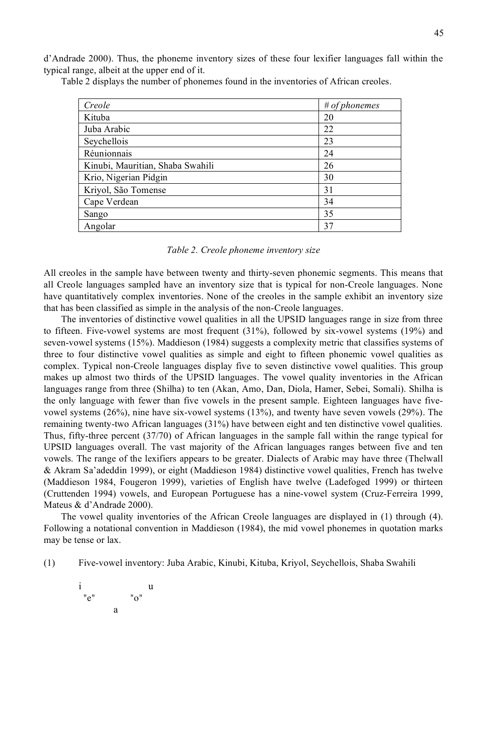d'Andrade 2000). Thus, the phoneme inventory sizes of these four lexifier languages fall within the typical range, albeit at the upper end of it.

Table 2 displays the number of phonemes found in the inventories of African creoles.

| *Creole* | *# of phonemes* |
|---|---|
| Kituba | 20 |
| Juba Arabic | 22 |
| Seychellois | 23 |
| Réunionnais | 24 |
| Kinubi, Mauritian, Shaba Swahili | 26 |
| Krio, Nigerian Pidgin | 30 |
| Kriyol, São Tomense | 31 |
| Cape Verdean | 34 |
| Sango | 35 |
| Angolar | 37 |

*Table 2. Creole phoneme inventory size*

All creoles in the sample have between twenty and thirty-seven phonemic segments. This means that all Creole languages sampled have an inventory size that is typical for non-Creole languages. None have quantitatively complex inventories. None of the creoles in the sample exhibit an inventory size that has been classified as simple in the analysis of the non-Creole languages.

The inventories of distinctive vowel qualities in all the UPSID languages range in size from three to fifteen. Five-vowel systems are most frequent (31%), followed by six-vowel systems (19%) and seven-vowel systems (15%). Maddieson (1984) suggests a complexity metric that classifies systems of three to four distinctive vowel qualities as simple and eight to fifteen phonemic vowel qualities as complex. Typical non-Creole languages display five to seven distinctive vowel qualities. This group makes up almost two thirds of the UPSID languages. The vowel quality inventories in the African languages range from three (Shilha) to ten (Akan, Amo, Dan, Diola, Hamer, Sebei, Somali). Shilha is the only language with fewer than five vowels in the present sample. Eighteen languages have five-vowel systems (26%), nine have six-vowel systems (13%), and twenty have seven vowels (29%). The remaining twenty-two African languages (31%) have between eight and ten distinctive vowel qualities. Thus, fifty-three percent (37/70) of African languages in the sample fall within the range typical for UPSID languages overall. The vast majority of the African languages ranges between five and ten vowels. The range of the lexifiers appears to be greater. Dialects of Arabic may have three (Thelwall & Akram Sa'adeddin 1999), or eight (Maddieson 1984) distinctive vowel qualities, French has twelve (Maddieson 1984, Fougeron 1999), varieties of English have twelve (Ladefoged 1999) or thirteen (Cruttenden 1994) vowels, and European Portuguese has a nine-vowel system (Cruz-Ferreira 1999, Mateus & d'Andrade 2000).

The vowel quality inventories of the African Creole languages are displayed in (1) through (4). Following a notational convention in Maddieson (1984), the mid vowel phonemes in quotation marks may be tense or lax.

(1) Five-vowel inventory: Juba Arabic, Kinubi, Kituba, Kriyol, Seychellois, Shaba Swahili

```
i              u
 "e"        "o"
       a
```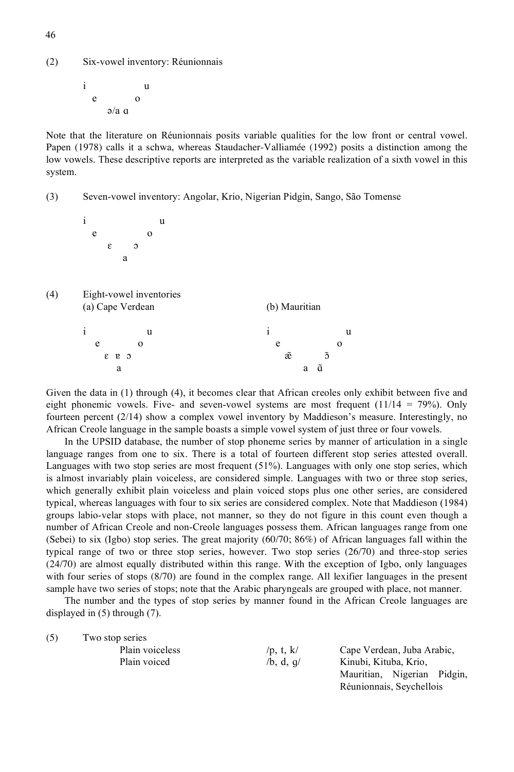(2) Six-vowel inventory: Réunionnais

```
i         u
  e     o
   ə/a ɑ
```

Note that the literature on Réunionnais posits variable qualities for the low front or central vowel. Papen (1978) calls it a schwa, whereas Staudacher-Valliamée (1992) posits a distinction among the low vowels. These descriptive reports are interpreted as the variable realization of a sixth vowel in this system.

(3) Seven-vowel inventory: Angolar, Krio, Nigerian Pidgin, Sango, São Tomense

```
i           u
  e       o
    ɛ   ɔ
      a
```

(4) Eight-vowel inventories

(a) Cape Verdean

```
i         u
  e     o
   ɛ ɐ ɔ
     a
```

(b) Mauritian

```
i           u
  e       o
   æ̃     ɔ̃
     a ɑ̃
```

Given the data in (1) through (4), it becomes clear that African creoles only exhibit between five and eight phonemic vowels. Five- and seven-vowel systems are most frequent (11/14 = 79%). Only fourteen percent (2/14) show a complex vowel inventory by Maddieson's measure. Interestingly, no African Creole language in the sample boasts a simple vowel system of just three or four vowels.

In the UPSID database, the number of stop phoneme series by manner of articulation in a single language ranges from one to six. There is a total of fourteen different stop series attested overall. Languages with two stop series are most frequent (51%). Languages with only one stop series, which is almost invariably plain voiceless, are considered simple. Languages with two or three stop series, which generally exhibit plain voiceless and plain voiced stops plus one other series, are considered typical, whereas languages with four to six series are considered complex. Note that Maddieson (1984) groups labio-velar stops with place, not manner, so they do not figure in this count even though a number of African Creole and non-Creole languages possess them. African languages range from one (Sebei) to six (Igbo) stop series. The great majority (60/70; 86%) of African languages fall within the typical range of two or three stop series, however. Two stop series (26/70) and three-stop series (24/70) are almost equally distributed within this range. With the exception of Igbo, only languages with four series of stops (8/70) are found in the complex range. All lexifier languages in the present sample have two series of stops; note that the Arabic pharyngeals are grouped with place, not manner.

The number and the types of stop series by manner found in the African Creole languages are displayed in (5) through (7).

(5) Two stop series

| | | |
|---|---|---|
| Plain voiceless | /p, t, k/ | Cape Verdean, Juba Arabic, Kinubi, Kituba, Krio, Mauritian, Nigerian Pidgin, Réunionnais, Seychellois |
| Plain voiced | /b, d, g/ | |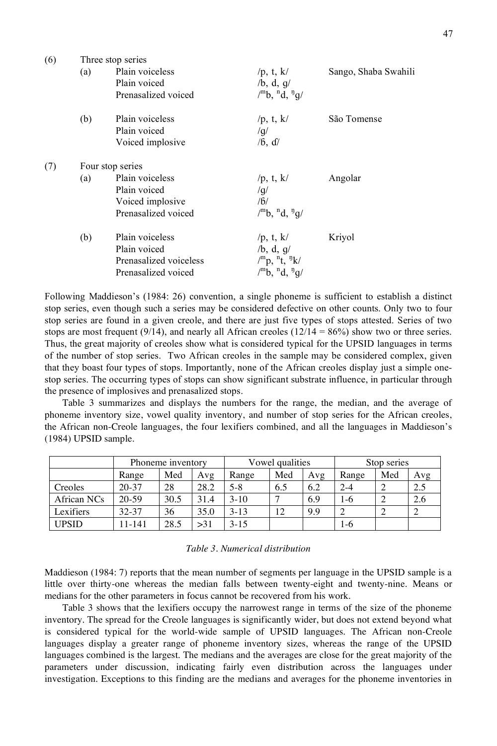(6) Three stop series

| | | | |
|---|---|---|---|
| (a) | Plain voiceless | /p, t, k/ | Sango, Shaba Swahili |
| | Plain voiced | /b, d, g/ | |
| | Prenasalized voiced | /ᵐb, ⁿd, ᵑg/ | |
| (b) | Plain voiceless | /p, t, k/ | São Tomense |
| | Plain voiced | /g/ | |
| | Voiced implosive | /ɓ, ɗ/ | |

(7) Four stop series

| | | | |
|---|---|---|---|
| (a) | Plain voiceless | /p, t, k/ | Angolar |
| | Plain voiced | /g/ | |
| | Voiced implosive | /ɓ/ | |
| | Prenasalized voiced | /ᵐb, ⁿd, ᵑg/ | |
| (b) | Plain voiceless | /p, t, k/ | Kriyol |
| | Plain voiced | /b, d, g/ | |
| | Prenasalized voiceless | /ᵐp, ⁿt, ᵑk/ | |
| | Prenasalized voiced | /ᵐb, ⁿd, ᵑg/ | |

Following Maddieson's (1984: 26) convention, a single phoneme is sufficient to establish a distinct stop series, even though such a series may be considered defective on other counts. Only two to four stop series are found in a given creole, and there are just five types of stops attested. Series of two stops are most frequent (9/14), and nearly all African creoles (12/14 = 86%) show two or three series. Thus, the great majority of creoles show what is considered typical for the UPSID languages in terms of the number of stop series. Two African creoles in the sample may be considered complex, given that they boast four types of stops. Importantly, none of the African creoles display just a simple one-stop series. The occurring types of stops can show significant substrate influence, in particular through the presence of implosives and prenasalized stops.

Table 3 summarizes and displays the numbers for the range, the median, and the average of phoneme inventory size, vowel quality inventory, and number of stop series for the African creoles, the African non-Creole languages, the four lexifiers combined, and all the languages in Maddieson's (1984) UPSID sample.

| | Phoneme inventory | | | Vowel qualities | | | Stop series | | |
|---|---|---|---|---|---|---|---|---|---|
| | Range | Med | Avg | Range | Med | Avg | Range | Med | Avg |
| Creoles | 20-37 | 28 | 28.2 | 5-8 | 6.5 | 6.2 | 2-4 | 2 | 2.5 |
| African NCs | 20-59 | 30.5 | 31.4 | 3-10 | 7 | 6.9 | 1-6 | 2 | 2.6 |
| Lexifiers | 32-37 | 36 | 35.0 | 3-13 | 12 | 9.9 | 2 | 2 | 2 |
| UPSID | 11-141 | 28.5 | >31 | 3-15 | | | 1-6 | | |

*Table 3. Numerical distribution*

Maddieson (1984: 7) reports that the mean number of segments per language in the UPSID sample is a little over thirty-one whereas the median falls between twenty-eight and twenty-nine. Means or medians for the other parameters in focus cannot be recovered from his work.

Table 3 shows that the lexifiers occupy the narrowest range in terms of the size of the phoneme inventory. The spread for the Creole languages is significantly wider, but does not extend beyond what is considered typical for the world-wide sample of UPSID languages. The African non-Creole languages display a greater range of phoneme inventory sizes, whereas the range of the UPSID languages combined is the largest. The medians and the averages are close for the great majority of the parameters under discussion, indicating fairly even distribution across the languages under investigation. Exceptions to this finding are the medians and averages for the phoneme inventories in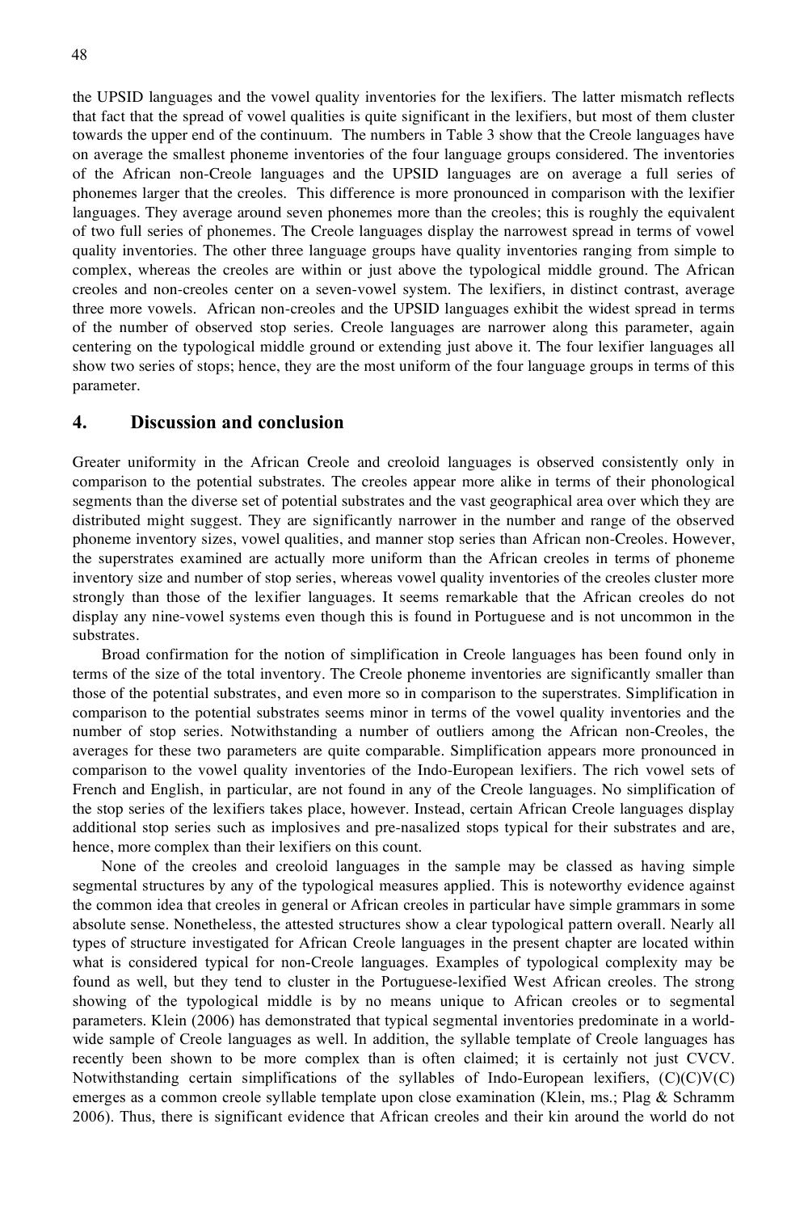the UPSID languages and the vowel quality inventories for the lexifiers. The latter mismatch reflects that fact that the spread of vowel qualities is quite significant in the lexifiers, but most of them cluster towards the upper end of the continuum. The numbers in Table 3 show that the Creole languages have on average the smallest phoneme inventories of the four language groups considered. The inventories of the African non-Creole languages and the UPSID languages are on average a full series of phonemes larger that the creoles. This difference is more pronounced in comparison with the lexifier languages. They average around seven phonemes more than the creoles; this is roughly the equivalent of two full series of phonemes. The Creole languages display the narrowest spread in terms of vowel quality inventories. The other three language groups have quality inventories ranging from simple to complex, whereas the creoles are within or just above the typological middle ground. The African creoles and non-creoles center on a seven-vowel system. The lexifiers, in distinct contrast, average three more vowels. African non-creoles and the UPSID languages exhibit the widest spread in terms of the number of observed stop series. Creole languages are narrower along this parameter, again centering on the typological middle ground or extending just above it. The four lexifier languages all show two series of stops; hence, they are the most uniform of the four language groups in terms of this parameter.

## 4. Discussion and conclusion

Greater uniformity in the African Creole and creoloid languages is observed consistently only in comparison to the potential substrates. The creoles appear more alike in terms of their phonological segments than the diverse set of potential substrates and the vast geographical area over which they are distributed might suggest. They are significantly narrower in the number and range of the observed phoneme inventory sizes, vowel qualities, and manner stop series than African non-Creoles. However, the superstrates examined are actually more uniform than the African creoles in terms of phoneme inventory size and number of stop series, whereas vowel quality inventories of the creoles cluster more strongly than those of the lexifier languages. It seems remarkable that the African creoles do not display any nine-vowel systems even though this is found in Portuguese and is not uncommon in the substrates.

Broad confirmation for the notion of simplification in Creole languages has been found only in terms of the size of the total inventory. The Creole phoneme inventories are significantly smaller than those of the potential substrates, and even more so in comparison to the superstrates. Simplification in comparison to the potential substrates seems minor in terms of the vowel quality inventories and the number of stop series. Notwithstanding a number of outliers among the African non-Creoles, the averages for these two parameters are quite comparable. Simplification appears more pronounced in comparison to the vowel quality inventories of the Indo-European lexifiers. The rich vowel sets of French and English, in particular, are not found in any of the Creole languages. No simplification of the stop series of the lexifiers takes place, however. Instead, certain African Creole languages display additional stop series such as implosives and pre-nasalized stops typical for their substrates and are, hence, more complex than their lexifiers on this count.

None of the creoles and creoloid languages in the sample may be classed as having simple segmental structures by any of the typological measures applied. This is noteworthy evidence against the common idea that creoles in general or African creoles in particular have simple grammars in some absolute sense. Nonetheless, the attested structures show a clear typological pattern overall. Nearly all types of structure investigated for African Creole languages in the present chapter are located within what is considered typical for non-Creole languages. Examples of typological complexity may be found as well, but they tend to cluster in the Portuguese-lexified West African creoles. The strong showing of the typological middle is by no means unique to African creoles or to segmental parameters. Klein (2006) has demonstrated that typical segmental inventories predominate in a world-wide sample of Creole languages as well. In addition, the syllable template of Creole languages has recently been shown to be more complex than is often claimed; it is certainly not just CVCV. Notwithstanding certain simplifications of the syllables of Indo-European lexifiers, (C)(C)V(C) emerges as a common creole syllable template upon close examination (Klein, ms.; Plag & Schramm 2006). Thus, there is significant evidence that African creoles and their kin around the world do not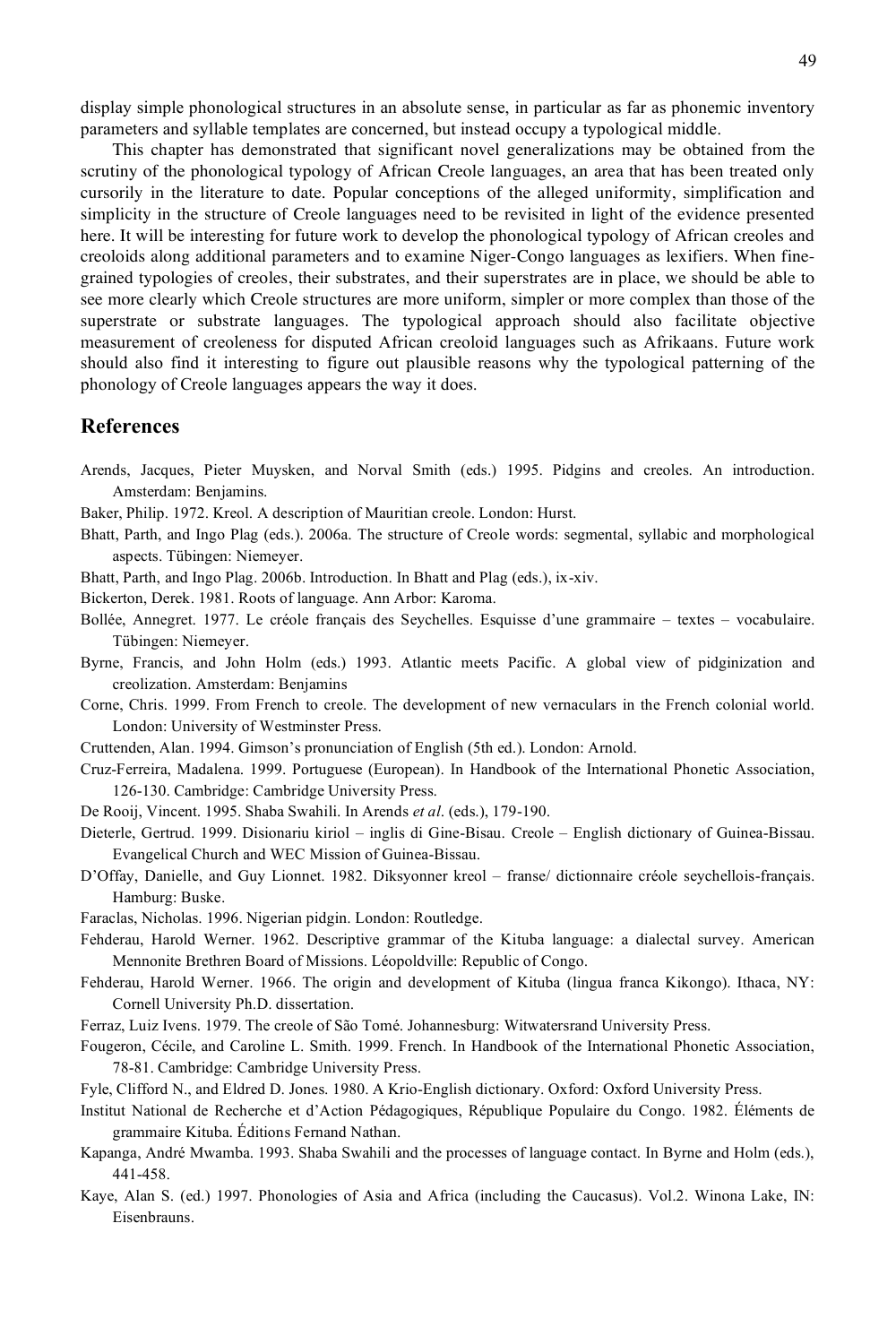display simple phonological structures in an absolute sense, in particular as far as phonemic inventory parameters and syllable templates are concerned, but instead occupy a typological middle.

This chapter has demonstrated that significant novel generalizations may be obtained from the scrutiny of the phonological typology of African Creole languages, an area that has been treated only cursorily in the literature to date. Popular conceptions of the alleged uniformity, simplification and simplicity in the structure of Creole languages need to be revisited in light of the evidence presented here. It will be interesting for future work to develop the phonological typology of African creoles and creoloids along additional parameters and to examine Niger-Congo languages as lexifiers. When fine-grained typologies of creoles, their substrates, and their superstrates are in place, we should be able to see more clearly which Creole structures are more uniform, simpler or more complex than those of the superstrate or substrate languages. The typological approach should also facilitate objective measurement of creoleness for disputed African creoloid languages such as Afrikaans. Future work should also find it interesting to figure out plausible reasons why the typological patterning of the phonology of Creole languages appears the way it does.

## References

Arends, Jacques, Pieter Muysken, and Norval Smith (eds.) 1995. Pidgins and creoles. An introduction. Amsterdam: Benjamins.

Baker, Philip. 1972. Kreol. A description of Mauritian creole. London: Hurst.

Bhatt, Parth, and Ingo Plag (eds.). 2006a. The structure of Creole words: segmental, syllabic and morphological aspects. Tübingen: Niemeyer.

Bhatt, Parth, and Ingo Plag. 2006b. Introduction. In Bhatt and Plag (eds.), ix-xiv.

Bickerton, Derek. 1981. Roots of language. Ann Arbor: Karoma.

Bollée, Annegret. 1977. Le créole français des Seychelles. Esquisse d'une grammaire – textes – vocabulaire. Tübingen: Niemeyer.

Byrne, Francis, and John Holm (eds.) 1993. Atlantic meets Pacific. A global view of pidginization and creolization. Amsterdam: Benjamins

Corne, Chris. 1999. From French to creole. The development of new vernaculars in the French colonial world. London: University of Westminster Press.

Cruttenden, Alan. 1994. Gimson's pronunciation of English (5th ed.). London: Arnold.

Cruz-Ferreira, Madalena. 1999. Portuguese (European). In Handbook of the International Phonetic Association, 126-130. Cambridge: Cambridge University Press.

De Rooij, Vincent. 1995. Shaba Swahili. In Arends *et al*. (eds.), 179-190.

Dieterle, Gertrud. 1999. Disionariu kiriol – inglis di Gine-Bisau. Creole – English dictionary of Guinea-Bissau. Evangelical Church and WEC Mission of Guinea-Bissau.

D'Offay, Danielle, and Guy Lionnet. 1982. Diksyonner kreol – franse/ dictionnaire créole seychellois-français. Hamburg: Buske.

Faraclas, Nicholas. 1996. Nigerian pidgin. London: Routledge.

Fehderau, Harold Werner. 1962. Descriptive grammar of the Kituba language: a dialectal survey. American Mennonite Brethren Board of Missions. Léopoldville: Republic of Congo.

Fehderau, Harold Werner. 1966. The origin and development of Kituba (lingua franca Kikongo). Ithaca, NY: Cornell University Ph.D. dissertation.

Ferraz, Luiz Ivens. 1979. The creole of São Tomé. Johannesburg: Witwatersrand University Press.

Fougeron, Cécile, and Caroline L. Smith. 1999. French. In Handbook of the International Phonetic Association, 78-81. Cambridge: Cambridge University Press.

Fyle, Clifford N., and Eldred D. Jones. 1980. A Krio-English dictionary. Oxford: Oxford University Press.

Institut National de Recherche et d'Action Pédagogiques, République Populaire du Congo. 1982. Éléments de grammaire Kituba. Éditions Fernand Nathan.

Kapanga, André Mwamba. 1993. Shaba Swahili and the processes of language contact. In Byrne and Holm (eds.), 441-458.

Kaye, Alan S. (ed.) 1997. Phonologies of Asia and Africa (including the Caucasus). Vol.2. Winona Lake, IN: Eisenbrauns.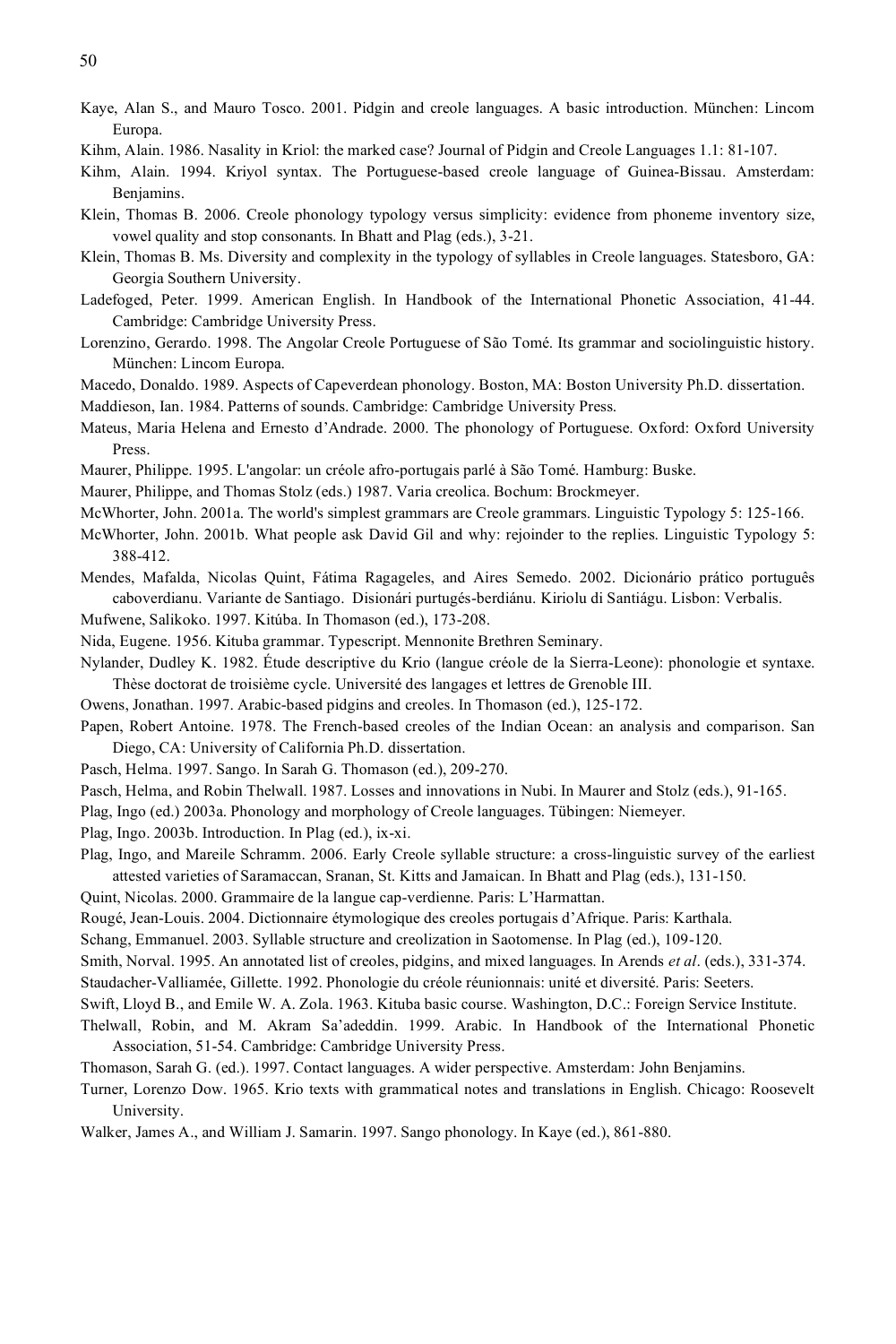Kaye, Alan S., and Mauro Tosco. 2001. Pidgin and creole languages. A basic introduction. München: Lincom Europa.

Kihm, Alain. 1986. Nasality in Kriol: the marked case? Journal of Pidgin and Creole Languages 1.1: 81-107.

Kihm, Alain. 1994. Kriyol syntax. The Portuguese-based creole language of Guinea-Bissau. Amsterdam: Benjamins.

Klein, Thomas B. 2006. Creole phonology typology versus simplicity: evidence from phoneme inventory size, vowel quality and stop consonants. In Bhatt and Plag (eds.), 3-21.

Klein, Thomas B. Ms. Diversity and complexity in the typology of syllables in Creole languages. Statesboro, GA: Georgia Southern University.

Ladefoged, Peter. 1999. American English. In Handbook of the International Phonetic Association, 41-44. Cambridge: Cambridge University Press.

Lorenzino, Gerardo. 1998. The Angolar Creole Portuguese of São Tomé. Its grammar and sociolinguistic history. München: Lincom Europa.

Macedo, Donaldo. 1989. Aspects of Capeverdean phonology. Boston, MA: Boston University Ph.D. dissertation.

Maddieson, Ian. 1984. Patterns of sounds. Cambridge: Cambridge University Press.

Mateus, Maria Helena and Ernesto d'Andrade. 2000. The phonology of Portuguese. Oxford: Oxford University Press.

Maurer, Philippe. 1995. L'angolar: un créole afro-portugais parlé à São Tomé. Hamburg: Buske.

Maurer, Philippe, and Thomas Stolz (eds.) 1987. Varia creolica. Bochum: Brockmeyer.

McWhorter, John. 2001a. The world's simplest grammars are Creole grammars. Linguistic Typology 5: 125-166.

McWhorter, John. 2001b. What people ask David Gil and why: rejoinder to the replies. Linguistic Typology 5: 388-412.

Mendes, Mafalda, Nicolas Quint, Fátima Ragageles, and Aires Semedo. 2002. Dicionário prático português caboverdianu. Variante de Santiago. Disionári purtugés-berdiánu. Kiriolu di Santiágu. Lisbon: Verbalis.

Mufwene, Salikoko. 1997. Kitúba. In Thomason (ed.), 173-208.

Nida, Eugene. 1956. Kituba grammar. Typescript. Mennonite Brethren Seminary.

Nylander, Dudley K. 1982. Étude descriptive du Krio (langue créole de la Sierra-Leone): phonologie et syntaxe. Thèse doctorat de troisième cycle. Université des langages et lettres de Grenoble III.

Owens, Jonathan. 1997. Arabic-based pidgins and creoles. In Thomason (ed.), 125-172.

Papen, Robert Antoine. 1978. The French-based creoles of the Indian Ocean: an analysis and comparison. San Diego, CA: University of California Ph.D. dissertation.

Pasch, Helma. 1997. Sango. In Sarah G. Thomason (ed.), 209-270.

Pasch, Helma, and Robin Thelwall. 1987. Losses and innovations in Nubi. In Maurer and Stolz (eds.), 91-165.

Plag, Ingo (ed.) 2003a. Phonology and morphology of Creole languages. Tübingen: Niemeyer.

Plag, Ingo. 2003b. Introduction. In Plag (ed.), ix-xi.

Plag, Ingo, and Mareile Schramm. 2006. Early Creole syllable structure: a cross-linguistic survey of the earliest attested varieties of Saramaccan, Sranan, St. Kitts and Jamaican. In Bhatt and Plag (eds.), 131-150.

Quint, Nicolas. 2000. Grammaire de la langue cap-verdienne. Paris: L'Harmattan.

Rougé, Jean-Louis. 2004. Dictionnaire étymologique des creoles portugais d'Afrique. Paris: Karthala.

Schang, Emmanuel. 2003. Syllable structure and creolization in Saotomense. In Plag (ed.), 109-120.

Smith, Norval. 1995. An annotated list of creoles, pidgins, and mixed languages. In Arends *et al*. (eds.), 331-374.

Staudacher-Valliamée, Gillette. 1992. Phonologie du créole réunionnais: unité et diversité. Paris: Seeters.

Swift, Lloyd B., and Emile W. A. Zola. 1963. Kituba basic course. Washington, D.C.: Foreign Service Institute.

Thelwall, Robin, and M. Akram Sa'adeddin. 1999. Arabic. In Handbook of the International Phonetic Association, 51-54. Cambridge: Cambridge University Press.

Thomason, Sarah G. (ed.). 1997. Contact languages. A wider perspective. Amsterdam: John Benjamins.

Turner, Lorenzo Dow. 1965. Krio texts with grammatical notes and translations in English. Chicago: Roosevelt University.

Walker, James A., and William J. Samarin. 1997. Sango phonology. In Kaye (ed.), 861-880.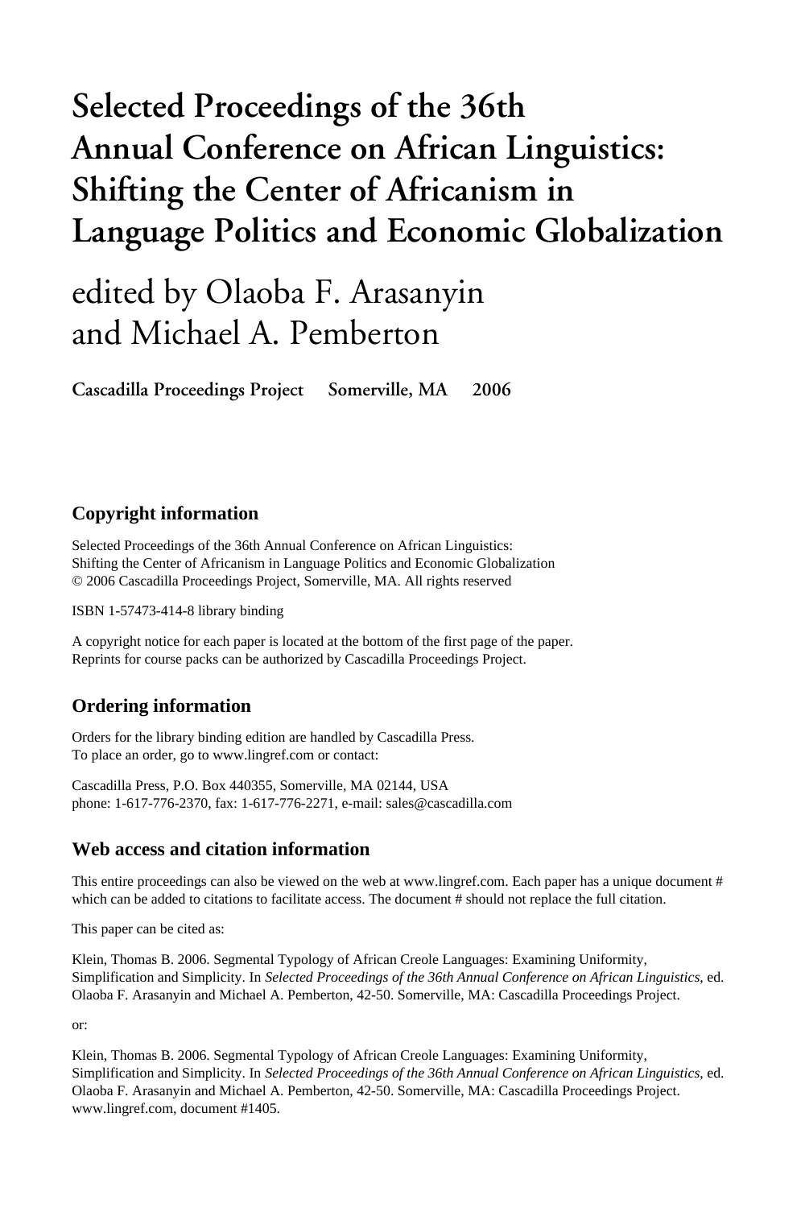# Selected Proceedings of the 36th Annual Conference on African Linguistics: Shifting the Center of Africanism in Language Politics and Economic Globalization

edited by Olaoba F. Arasanyin and Michael A. Pemberton

**Cascadilla Proceedings Project Somerville, MA 2006**

## Copyright information

Selected Proceedings of the 36th Annual Conference on African Linguistics:
Shifting the Center of Africanism in Language Politics and Economic Globalization
© 2006 Cascadilla Proceedings Project, Somerville, MA. All rights reserved

ISBN 1-57473-414-8 library binding

A copyright notice for each paper is located at the bottom of the first page of the paper.
Reprints for course packs can be authorized by Cascadilla Proceedings Project.

## Ordering information

Orders for the library binding edition are handled by Cascadilla Press.
To place an order, go to www.lingref.com or contact:

Cascadilla Press, P.O. Box 440355, Somerville, MA 02144, USA
phone: 1-617-776-2370, fax: 1-617-776-2271, e-mail: sales@cascadilla.com

## Web access and citation information

This entire proceedings can also be viewed on the web at www.lingref.com. Each paper has a unique document # which can be added to citations to facilitate access. The document # should not replace the full citation.

This paper can be cited as:

Klein, Thomas B. 2006. Segmental Typology of African Creole Languages: Examining Uniformity, Simplification and Simplicity. In *Selected Proceedings of the 36th Annual Conference on African Linguistics*, ed. Olaoba F. Arasanyin and Michael A. Pemberton, 42-50. Somerville, MA: Cascadilla Proceedings Project.

or:

Klein, Thomas B. 2006. Segmental Typology of African Creole Languages: Examining Uniformity, Simplification and Simplicity. In *Selected Proceedings of the 36th Annual Conference on African Linguistics*, ed. Olaoba F. Arasanyin and Michael A. Pemberton, 42-50. Somerville, MA: Cascadilla Proceedings Project. www.lingref.com, document #1405.